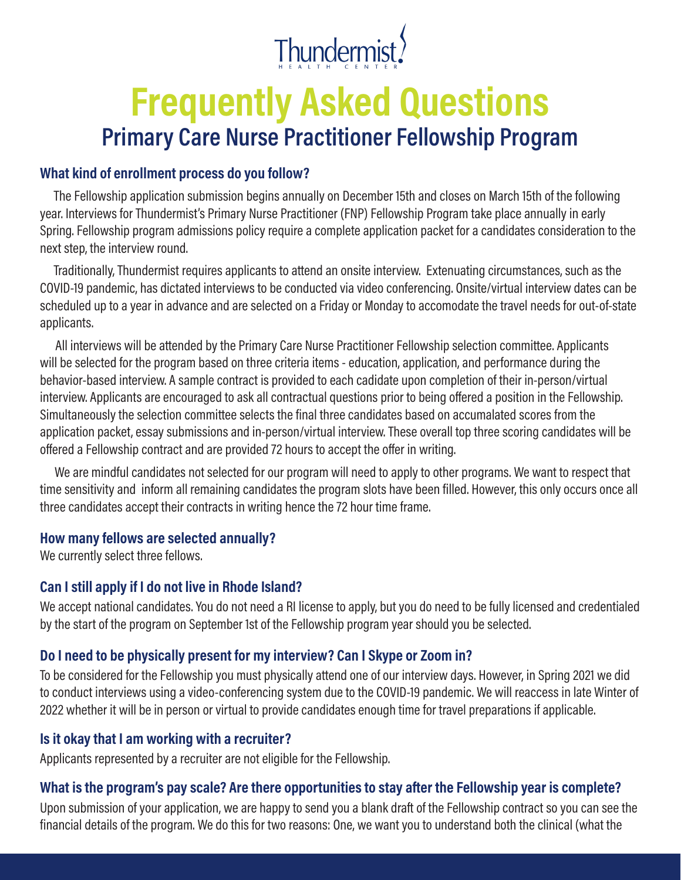Thundermist HEALTH CENTER

# Frequently Asked Questions

## Primary Care Nurse Practitioner Fellowship Program

### What kind of enrollment process do you follow?

The Fellowship application submission begins annually on December 15th and closes on March 15th of the following year. Interviews for Thundermist's Primary Nurse Practitioner (FNP) Fellowship Program take place annually in early Spring. Fellowship program admissions policy require a complete application packet for a candidates consideration to the next step, the interview round.

Traditionally, Thundermist requires applicants to attend an onsite interview. Extenuating circumstances, such as the COVID-19 pandemic, has dictated interviews to be conducted via video conferencing. Onsite/virtual interview dates can be scheduled up to a year in advance and are selected on a Friday or Monday to accomodate the travel needs for out-of-state applicants.

All interviews will be attended by the Primary Care Nurse Practitioner Fellowship selection committee. Applicants will be selected for the program based on three criteria items - education, application, and performance during the behavior-based interview. A sample contract is provided to each cadidate upon completion of their in-person/virtual interview. Applicants are encouraged to ask all contractual questions prior to being offered a position in the Fellowship. Simultaneously the selection committee selects the final three candidates based on accumalated scores from the application packet, essay submissions and in-person/virtual interview. These overall top three scoring candidates will be offered a Fellowship contract and are provided 72 hours to accept the offer in writing.

We are mindful candidates not selected for our program will need to apply to other programs. We want to respect that time sensitivity and inform all remaining candidates the program slots have been filled. However, this only occurs once all three candidates accept their contracts in writing hence the 72 hour time frame.

### How many fellows are selected annually?

We currently select three fellows.

### Can I still apply if I do not live in Rhode Island?

We accept national candidates. You do not need a RI license to apply, but you do need to be fully licensed and credentialed by the start of the program on September 1st of the Fellowship program year should you be selected.

### Do I need to be physically present for my interview? Can I Skype or Zoom in?

To be considered for the Fellowship you must physically attend one of our interview days. However, in Spring 2021 we did to conduct interviews using a video-conferencing system due to the COVID-19 pandemic. We will reaccess in late Winter of 2022 whether it will be in person or virtual to provide candidates enough time for travel preparations if applicable.

### Is it okay that I am working with a recruiter?

Applicants represented by a recruiter are not eligible for the Fellowship.

### What is the program's pay scale? Are there opportunities to stay after the Fellowship year is complete?

Upon submission of your application, we are happy to send you a blank draft of the Fellowship contract so you can see the financial details of the program. We do this for two reasons: One, we want you to understand both the clinical (what the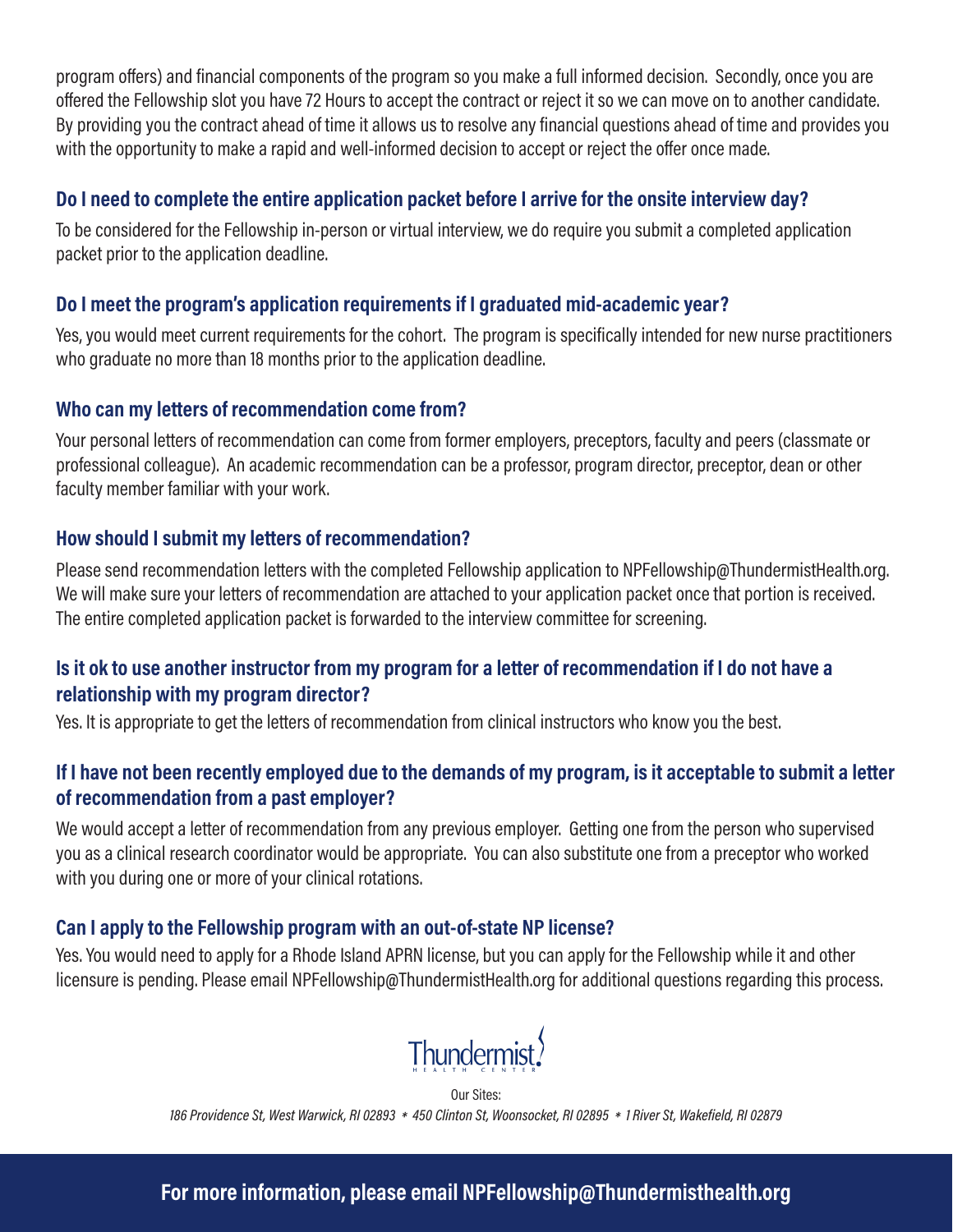program offers) and financial components of the program so you make a full informed decision. Secondly, once you are offered the Fellowship slot you have 72 Hours to accept the contract or reject it so we can move on to another candidate. By providing you the contract ahead of time it allows us to resolve any financial questions ahead of time and provides you with the opportunity to make a rapid and well-informed decision to accept or reject the offer once made.

### Do I need to complete the entire application packet before I arrive for the onsite interview day?

To be considered for the Fellowship in-person or virtual interview, we do require you submit a completed application packet prior to the application deadline.

### Do I meet the program's application requirements if I graduated mid-academic year?

Yes, you would meet current requirements for the cohort. The program is specifically intended for new nurse practitioners who graduate no more than 18 months prior to the application deadline.

### Who can my letters of recommendation come from?

Your personal letters of recommendation can come from former employers, preceptors, faculty and peers (classmate or professional colleague). An academic recommendation can be a professor, program director, preceptor, dean or other faculty member familiar with your work.

### How should I submit my letters of recommendation?

Please send recommendation letters with the completed Fellowship application to NPFellowship@ThundermistHealth.org. We will make sure your letters of recommendation are attached to your application packet once that portion is received. The entire completed application packet is forwarded to the interview committee for screening.

### Is it ok to use another instructor from my program for a letter of recommendation if I do not have a relationship with my program director?

Yes. It is appropriate to get the letters of recommendation from clinical instructors who know you the best.

### If I have not been recently employed due to the demands of my program, is it acceptable to submit a letter of recommendation from a past employer?

We would accept a letter of recommendation from any previous employer. Getting one from the person who supervised you as a clinical research coordinator would be appropriate. You can also substitute one from a preceptor who worked with you during one or more of your clinical rotations.

### Can I apply to the Fellowship program with an out-of-state NP license?

Yes. You would need to apply for a Rhode Island APRN license, but you can apply for the Fellowship while it and other licensure is pending. Please email NPFellowship@ThundermistHealth.org for additional questions regarding this process.

Thundermist HEALTH CENTER

Our Sites:

*186 Providence St, West Warwick, RI 02893 * 450 Clinton St, Woonsocket, RI 02895 * 1 River St, Wakefield, RI 02879*

**For more information, please email NPFellowship@Thundermisthealth.org**